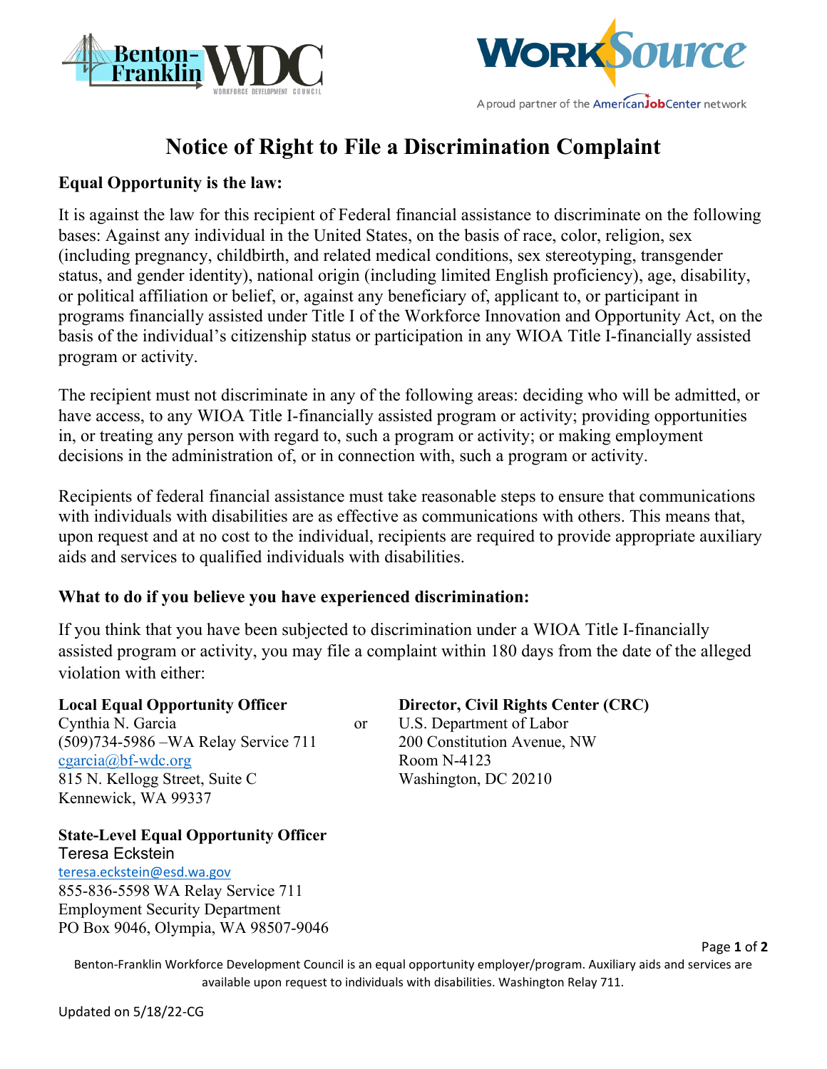# Notice of Right to File a Discrimination Complaint

## Equal Opportunity is the law:

It is against the law for this recipient of Federal financial assistance to discriminate on the following bases: Against any individual in the United States, on the basis of race, color, religion, sex (including pregnancy, childbirth, and related medical conditions, sex stereotyping, transgender status, and gender identity), national origin (including limited English proficiency), age, disability, or political affiliation or belief, or, against any beneficiary of, applicant to, or participant in programs financially assisted under Title I of the Workforce Innovation and Opportunity Act, on the basis of the individual's citizenship status or participation in any WIOA Title I-financially assisted program or activity.

The recipient must not discriminate in any of the following areas: deciding who will be admitted, or have access, to any WIOA Title I-financially assisted program or activity; providing opportunities in, or treating any person with regard to, such a program or activity; or making employment decisions in the administration of, or in connection with, such a program or activity.

Recipients of federal financial assistance must take reasonable steps to ensure that communications with individuals with disabilities are as effective as communications with others. This means that, upon request and at no cost to the individual, recipients are required to provide appropriate auxiliary aids and services to qualified individuals with disabilities.

## What to do if you believe you have experienced discrimination:

If you think that you have been subjected to discrimination under a WIOA Title I-financially assisted program or activity, you may file a complaint within 180 days from the date of the alleged violation with either:

**Local Equal Opportunity Officer**
Cynthia N. Garcia
(509)734-5986 –WA Relay Service 711
cgarcia@bf-wdc.org
815 N. Kellogg Street, Suite C
Kennewick, WA 99337

or

**Director, Civil Rights Center (CRC)**
U.S. Department of Labor
200 Constitution Avenue, NW
Room N-4123
Washington, DC 20210

**State-Level Equal Opportunity Officer**
Teresa Eckstein
teresa.eckstein@esd.wa.gov
855-836-5598 WA Relay Service 711
Employment Security Department
PO Box 9046, Olympia, WA 98507-9046

Benton-Franklin Workforce Development Council is an equal opportunity employer/program. Auxiliary aids and services are available upon request to individuals with disabilities. Washington Relay 711.

Updated on 5/18/22-CG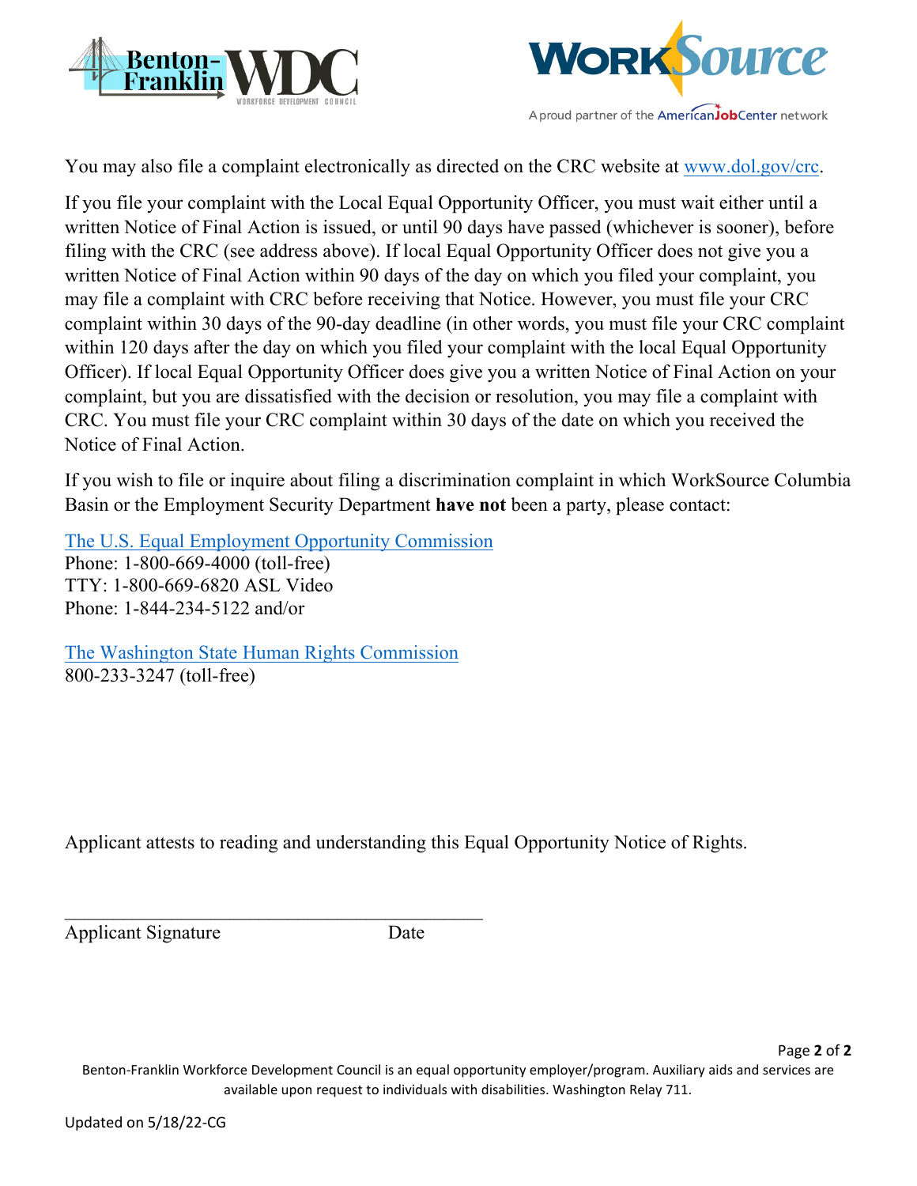You may also file a complaint electronically as directed on the CRC website at www.dol.gov/crc.

If you file your complaint with the Local Equal Opportunity Officer, you must wait either until a written Notice of Final Action is issued, or until 90 days have passed (whichever is sooner), before filing with the CRC (see address above). If local Equal Opportunity Officer does not give you a written Notice of Final Action within 90 days of the day on which you filed your complaint, you may file a complaint with CRC before receiving that Notice. However, you must file your CRC complaint within 30 days of the 90-day deadline (in other words, you must file your CRC complaint within 120 days after the day on which you filed your complaint with the local Equal Opportunity Officer). If local Equal Opportunity Officer does give you a written Notice of Final Action on your complaint, but you are dissatisfied with the decision or resolution, you may file a complaint with CRC. You must file your CRC complaint within 30 days of the date on which you received the Notice of Final Action.

If you wish to file or inquire about filing a discrimination complaint in which WorkSource Columbia Basin or the Employment Security Department **have not** been a party, please contact:

The U.S. Equal Employment Opportunity Commission
Phone: 1-800-669-4000 (toll-free)
TTY: 1-800-669-6820 ASL Video
Phone: 1-844-234-5122 and/or

The Washington State Human Rights Commission
800-233-3247 (toll-free)

Applicant attests to reading and understanding this Equal Opportunity Notice of Rights.

_____________________________________________

Applicant Signature Date

Benton-Franklin Workforce Development Council is an equal opportunity employer/program. Auxiliary aids and services are available upon request to individuals with disabilities. Washington Relay 711.

Updated on 5/18/22-CG